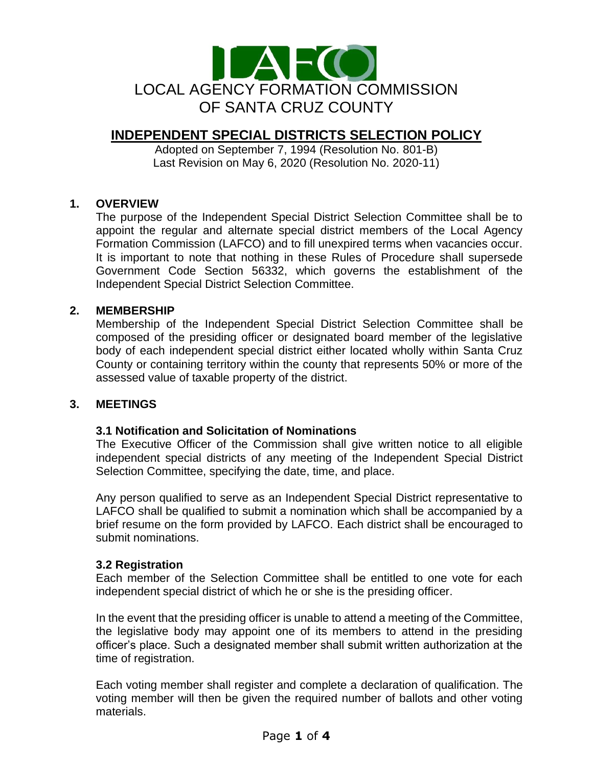LAFCO

LOCAL AGENCY FORMATION COMMISSION
OF SANTA CRUZ COUNTY

# INDEPENDENT SPECIAL DISTRICTS SELECTION POLICY

Adopted on September 7, 1994 (Resolution No. 801-B)
Last Revision on May 6, 2020 (Resolution No. 2020-11)

## 1. OVERVIEW

The purpose of the Independent Special District Selection Committee shall be to appoint the regular and alternate special district members of the Local Agency Formation Commission (LAFCO) and to fill unexpired terms when vacancies occur. It is important to note that nothing in these Rules of Procedure shall supersede Government Code Section 56332, which governs the establishment of the Independent Special District Selection Committee.

## 2. MEMBERSHIP

Membership of the Independent Special District Selection Committee shall be composed of the presiding officer or designated board member of the legislative body of each independent special district either located wholly within Santa Cruz County or containing territory within the county that represents 50% or more of the assessed value of taxable property of the district.

## 3. MEETINGS

### 3.1 Notification and Solicitation of Nominations

The Executive Officer of the Commission shall give written notice to all eligible independent special districts of any meeting of the Independent Special District Selection Committee, specifying the date, time, and place.

Any person qualified to serve as an Independent Special District representative to LAFCO shall be qualified to submit a nomination which shall be accompanied by a brief resume on the form provided by LAFCO. Each district shall be encouraged to submit nominations.

### 3.2 Registration

Each member of the Selection Committee shall be entitled to one vote for each independent special district of which he or she is the presiding officer.

In the event that the presiding officer is unable to attend a meeting of the Committee, the legislative body may appoint one of its members to attend in the presiding officer's place. Such a designated member shall submit written authorization at the time of registration.

Each voting member shall register and complete a declaration of qualification. The voting member will then be given the required number of ballots and other voting materials.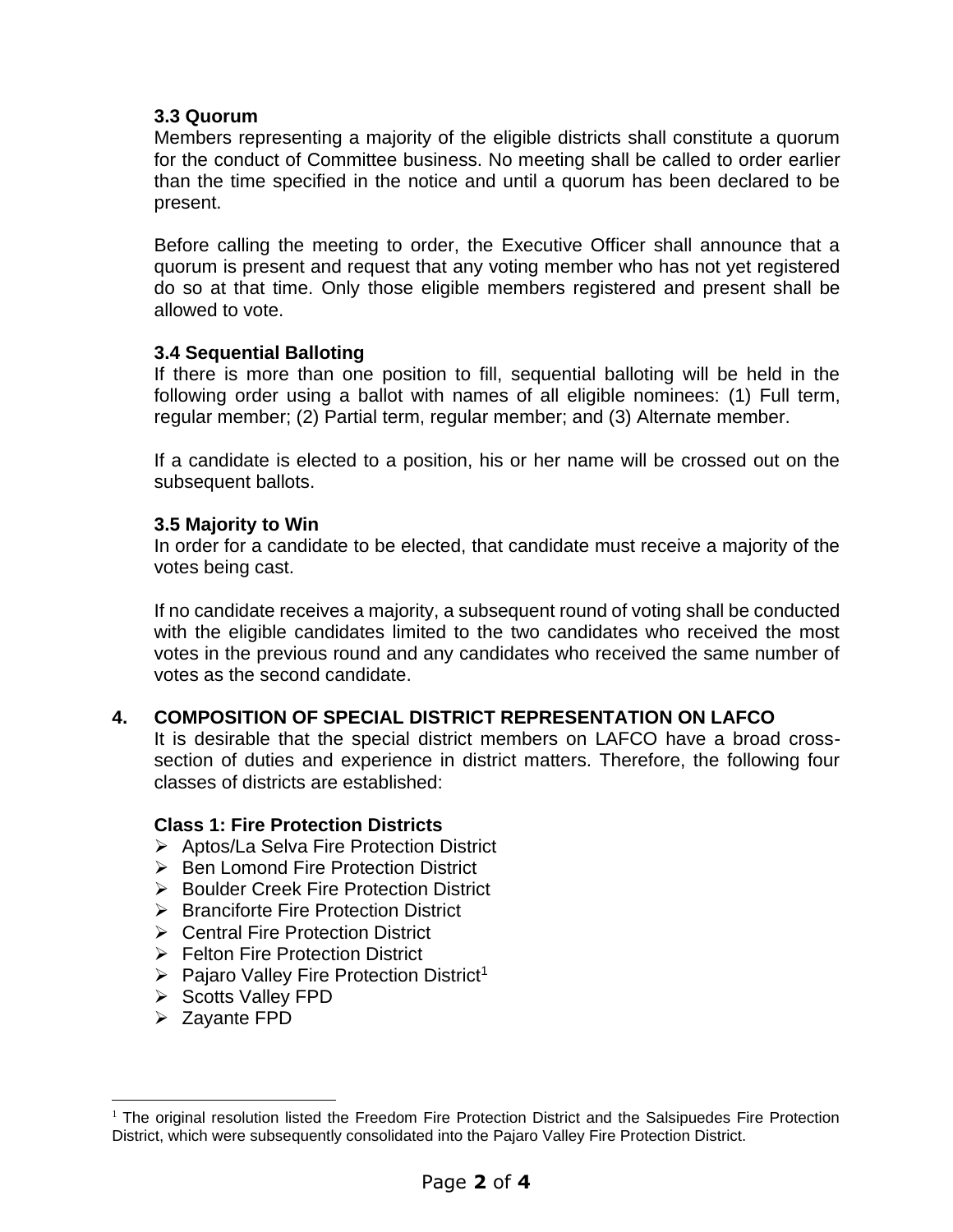### 3.3 Quorum

Members representing a majority of the eligible districts shall constitute a quorum for the conduct of Committee business. No meeting shall be called to order earlier than the time specified in the notice and until a quorum has been declared to be present.

Before calling the meeting to order, the Executive Officer shall announce that a quorum is present and request that any voting member who has not yet registered do so at that time. Only those eligible members registered and present shall be allowed to vote.

### 3.4 Sequential Balloting

If there is more than one position to fill, sequential balloting will be held in the following order using a ballot with names of all eligible nominees: (1) Full term, regular member; (2) Partial term, regular member; and (3) Alternate member.

If a candidate is elected to a position, his or her name will be crossed out on the subsequent ballots.

### 3.5 Majority to Win

In order for a candidate to be elected, that candidate must receive a majority of the votes being cast.

If no candidate receives a majority, a subsequent round of voting shall be conducted with the eligible candidates limited to the two candidates who received the most votes in the previous round and any candidates who received the same number of votes as the second candidate.

## 4. COMPOSITION OF SPECIAL DISTRICT REPRESENTATION ON LAFCO

It is desirable that the special district members on LAFCO have a broad cross-section of duties and experience in district matters. Therefore, the following four classes of districts are established:

**Class 1: Fire Protection Districts**

- Aptos/La Selva Fire Protection District
- Ben Lomond Fire Protection District
- Boulder Creek Fire Protection District
- Branciforte Fire Protection District
- Central Fire Protection District
- Felton Fire Protection District
- Pajaro Valley Fire Protection District[1]
- Scotts Valley FPD
- Zayante FPD

---

[1] The original resolution listed the Freedom Fire Protection District and the Salsipuedes Fire Protection District, which were subsequently consolidated into the Pajaro Valley Fire Protection District.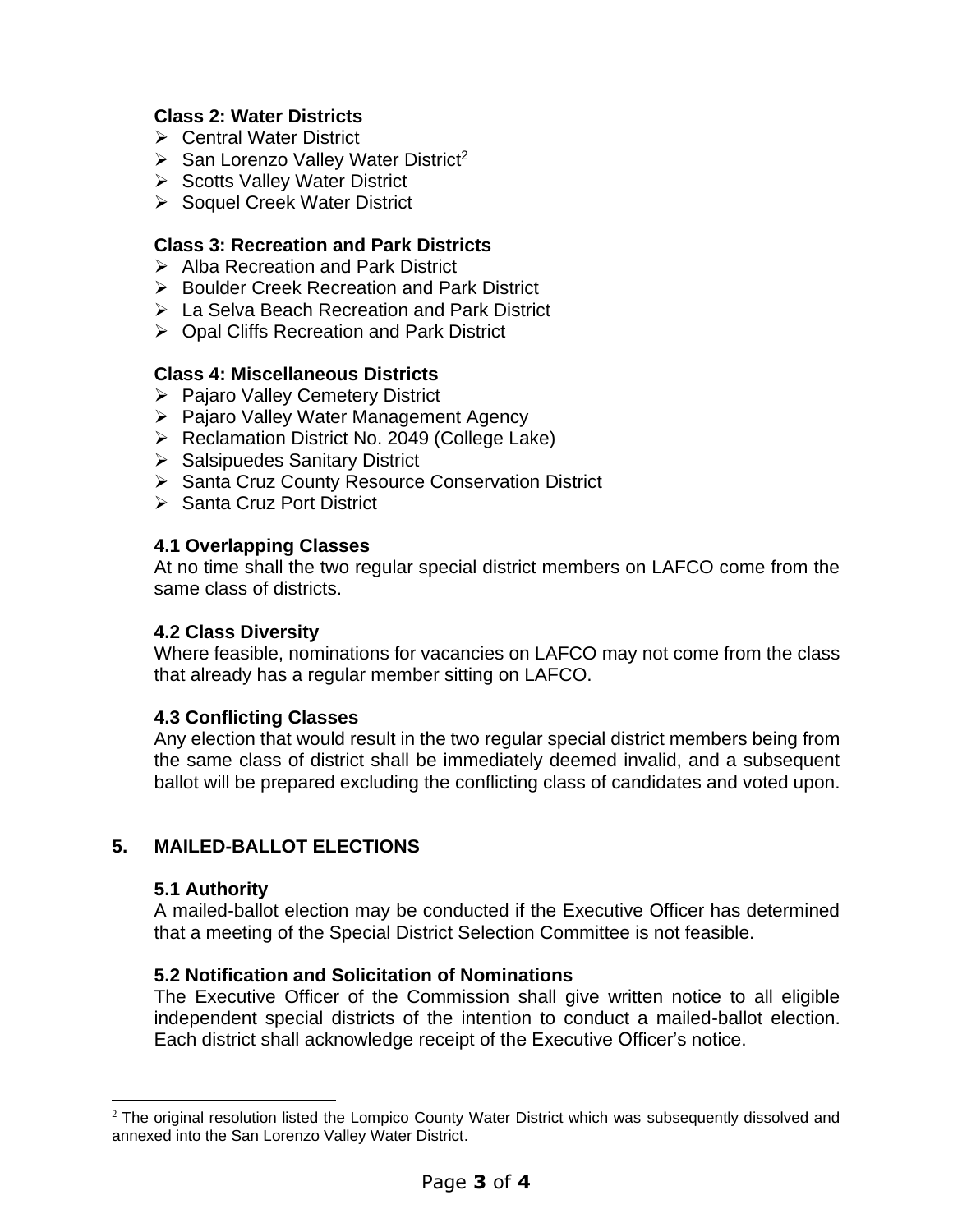**Class 2: Water Districts**

- Central Water District
- San Lorenzo Valley Water District[2]
- Scotts Valley Water District
- Soquel Creek Water District

**Class 3: Recreation and Park Districts**

- Alba Recreation and Park District
- Boulder Creek Recreation and Park District
- La Selva Beach Recreation and Park District
- Opal Cliffs Recreation and Park District

**Class 4: Miscellaneous Districts**

- Pajaro Valley Cemetery District
- Pajaro Valley Water Management Agency
- Reclamation District No. 2049 (College Lake)
- Salsipuedes Sanitary District
- Santa Cruz County Resource Conservation District
- Santa Cruz Port District

### 4.1 Overlapping Classes

At no time shall the two regular special district members on LAFCO come from the same class of districts.

### 4.2 Class Diversity

Where feasible, nominations for vacancies on LAFCO may not come from the class that already has a regular member sitting on LAFCO.

### 4.3 Conflicting Classes

Any election that would result in the two regular special district members being from the same class of district shall be immediately deemed invalid, and a subsequent ballot will be prepared excluding the conflicting class of candidates and voted upon.

## 5. MAILED-BALLOT ELECTIONS

### 5.1 Authority

A mailed-ballot election may be conducted if the Executive Officer has determined that a meeting of the Special District Selection Committee is not feasible.

### 5.2 Notification and Solicitation of Nominations

The Executive Officer of the Commission shall give written notice to all eligible independent special districts of the intention to conduct a mailed-ballot election. Each district shall acknowledge receipt of the Executive Officer's notice.

---

[2] The original resolution listed the Lompico County Water District which was subsequently dissolved and annexed into the San Lorenzo Valley Water District.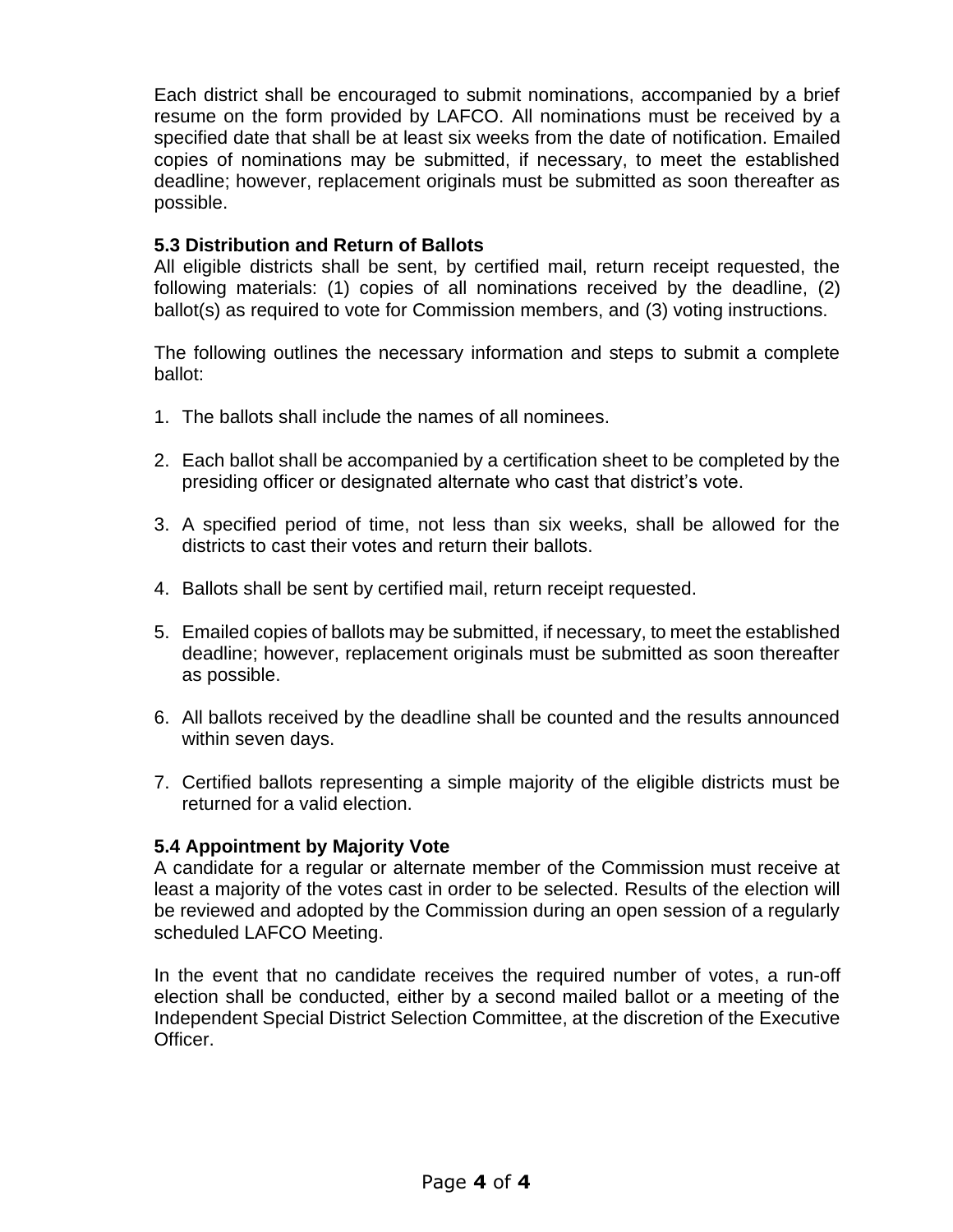Each district shall be encouraged to submit nominations, accompanied by a brief resume on the form provided by LAFCO. All nominations must be received by a specified date that shall be at least six weeks from the date of notification. Emailed copies of nominations may be submitted, if necessary, to meet the established deadline; however, replacement originals must be submitted as soon thereafter as possible.

### 5.3 Distribution and Return of Ballots

All eligible districts shall be sent, by certified mail, return receipt requested, the following materials: (1) copies of all nominations received by the deadline, (2) ballot(s) as required to vote for Commission members, and (3) voting instructions.

The following outlines the necessary information and steps to submit a complete ballot:

1. The ballots shall include the names of all nominees.

2. Each ballot shall be accompanied by a certification sheet to be completed by the presiding officer or designated alternate who cast that district's vote.

3. A specified period of time, not less than six weeks, shall be allowed for the districts to cast their votes and return their ballots.

4. Ballots shall be sent by certified mail, return receipt requested.

5. Emailed copies of ballots may be submitted, if necessary, to meet the established deadline; however, replacement originals must be submitted as soon thereafter as possible.

6. All ballots received by the deadline shall be counted and the results announced within seven days.

7. Certified ballots representing a simple majority of the eligible districts must be returned for a valid election.

### 5.4 Appointment by Majority Vote

A candidate for a regular or alternate member of the Commission must receive at least a majority of the votes cast in order to be selected. Results of the election will be reviewed and adopted by the Commission during an open session of a regularly scheduled LAFCO Meeting.

In the event that no candidate receives the required number of votes, a run-off election shall be conducted, either by a second mailed ballot or a meeting of the Independent Special District Selection Committee, at the discretion of the Executive Officer.